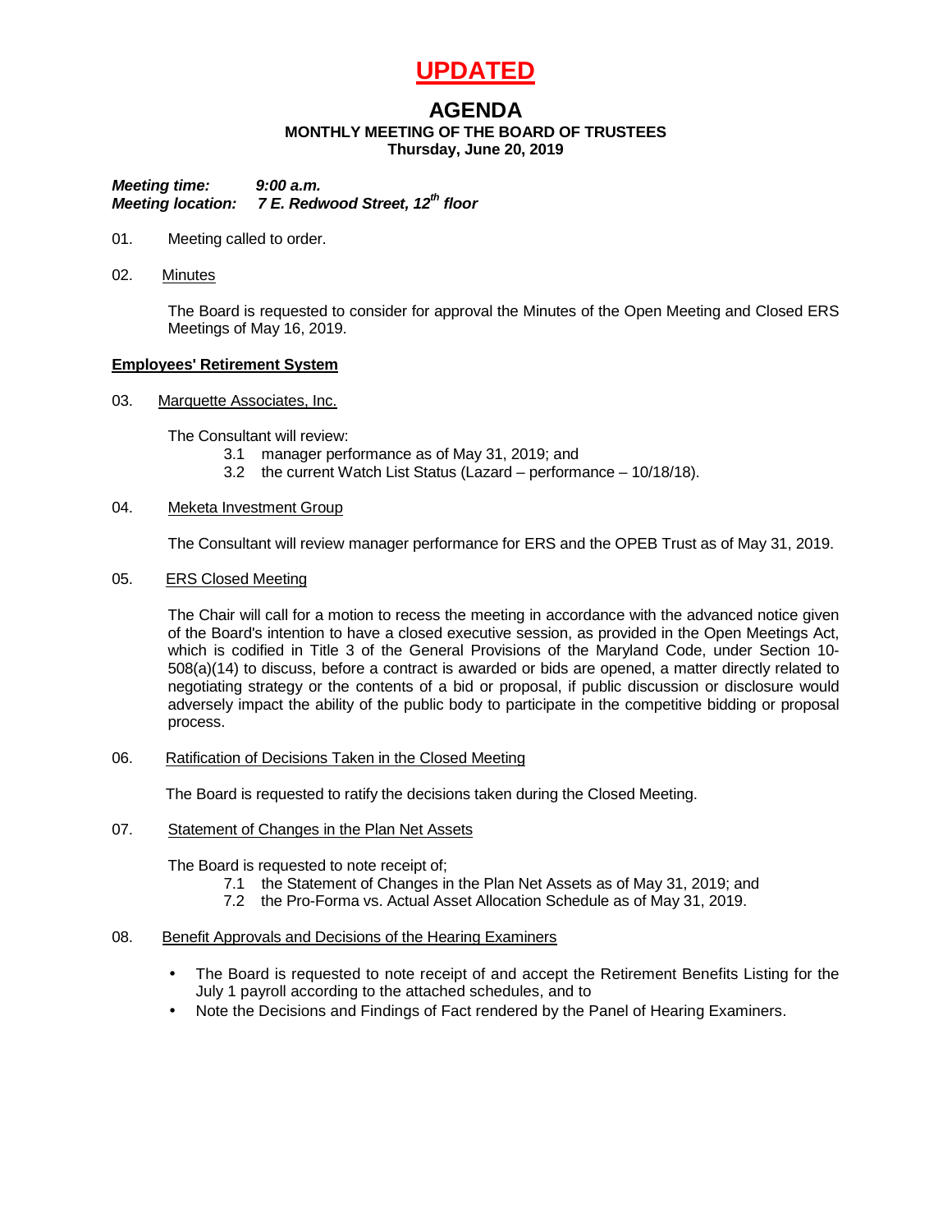# UPDATED

## AGENDA

**MONTHLY MEETING OF THE BOARD OF TRUSTEES**
**Thursday, June 20, 2019**

***Meeting time:*** ***9:00 a.m.***
***Meeting location:*** ***7 E. Redwood Street, 12th floor***

01. Meeting called to order.

02. Minutes

The Board is requested to consider for approval the Minutes of the Open Meeting and Closed ERS Meetings of May 16, 2019.

**Employees' Retirement System**

03. Marquette Associates, Inc.

The Consultant will review:

- 3.1 manager performance as of May 31, 2019; and
- 3.2 the current Watch List Status (Lazard – performance – 10/18/18).

04. Meketa Investment Group

The Consultant will review manager performance for ERS and the OPEB Trust as of May 31, 2019.

05. ERS Closed Meeting

The Chair will call for a motion to recess the meeting in accordance with the advanced notice given of the Board's intention to have a closed executive session, as provided in the Open Meetings Act, which is codified in Title 3 of the General Provisions of the Maryland Code, under Section 10-508(a)(14) to discuss, before a contract is awarded or bids are opened, a matter directly related to negotiating strategy or the contents of a bid or proposal, if public discussion or disclosure would adversely impact the ability of the public body to participate in the competitive bidding or proposal process.

06. Ratification of Decisions Taken in the Closed Meeting

The Board is requested to ratify the decisions taken during the Closed Meeting.

07. Statement of Changes in the Plan Net Assets

The Board is requested to note receipt of;

- 7.1 the Statement of Changes in the Plan Net Assets as of May 31, 2019; and
- 7.2 the Pro-Forma vs. Actual Asset Allocation Schedule as of May 31, 2019.

08. Benefit Approvals and Decisions of the Hearing Examiners

- The Board is requested to note receipt of and accept the Retirement Benefits Listing for the July 1 payroll according to the attached schedules, and to
- Note the Decisions and Findings of Fact rendered by the Panel of Hearing Examiners.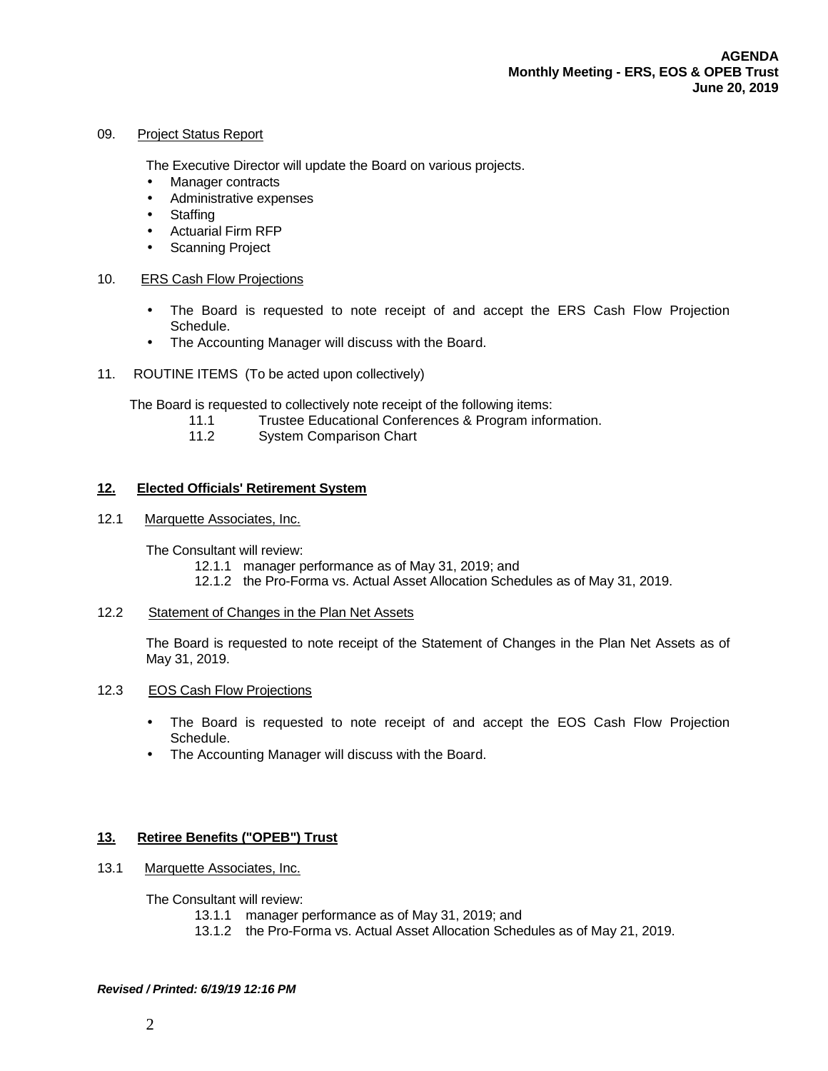09. Project Status Report

The Executive Director will update the Board on various projects.

- Manager contracts
- Administrative expenses
- Staffing
- Actuarial Firm RFP
- Scanning Project

10. ERS Cash Flow Projections

- The Board is requested to note receipt of and accept the ERS Cash Flow Projection Schedule.
- The Accounting Manager will discuss with the Board.

11. ROUTINE ITEMS (To be acted upon collectively)

The Board is requested to collectively note receipt of the following items:

11.1 Trustee Educational Conferences & Program information.

11.2 System Comparison Chart

## **12. Elected Officials' Retirement System**

12.1 Marquette Associates, Inc.

The Consultant will review:

12.1.1 manager performance as of May 31, 2019; and

12.1.2 the Pro-Forma vs. Actual Asset Allocation Schedules as of May 31, 2019.

12.2 Statement of Changes in the Plan Net Assets

The Board is requested to note receipt of the Statement of Changes in the Plan Net Assets as of May 31, 2019.

12.3 EOS Cash Flow Projections

- The Board is requested to note receipt of and accept the EOS Cash Flow Projection Schedule.
- The Accounting Manager will discuss with the Board.

## **13. Retiree Benefits ("OPEB") Trust**

13.1 Marquette Associates, Inc.

The Consultant will review:

13.1.1 manager performance as of May 31, 2019; and

13.1.2 the Pro-Forma vs. Actual Asset Allocation Schedules as of May 21, 2019.

***Revised / Printed: 6/19/19 12:16 PM***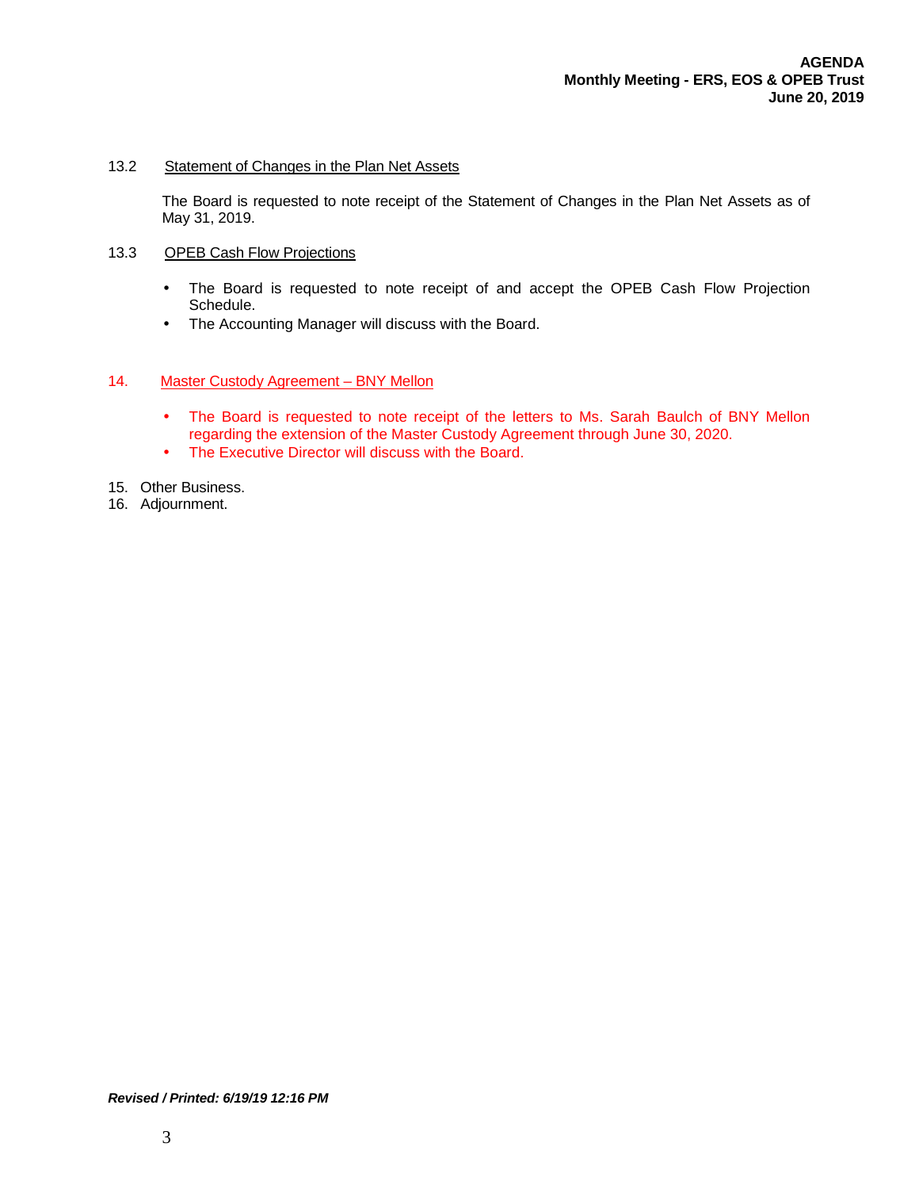13.2 Statement of Changes in the Plan Net Assets

The Board is requested to note receipt of the Statement of Changes in the Plan Net Assets as of May 31, 2019.

13.3 OPEB Cash Flow Projections

- The Board is requested to note receipt of and accept the OPEB Cash Flow Projection Schedule.
- The Accounting Manager will discuss with the Board.

14. Master Custody Agreement – BNY Mellon

- The Board is requested to note receipt of the letters to Ms. Sarah Baulch of BNY Mellon regarding the extension of the Master Custody Agreement through June 30, 2020.
- The Executive Director will discuss with the Board.

15. Other Business.
16. Adjournment.

***Revised / Printed: 6/19/19 12:16 PM***